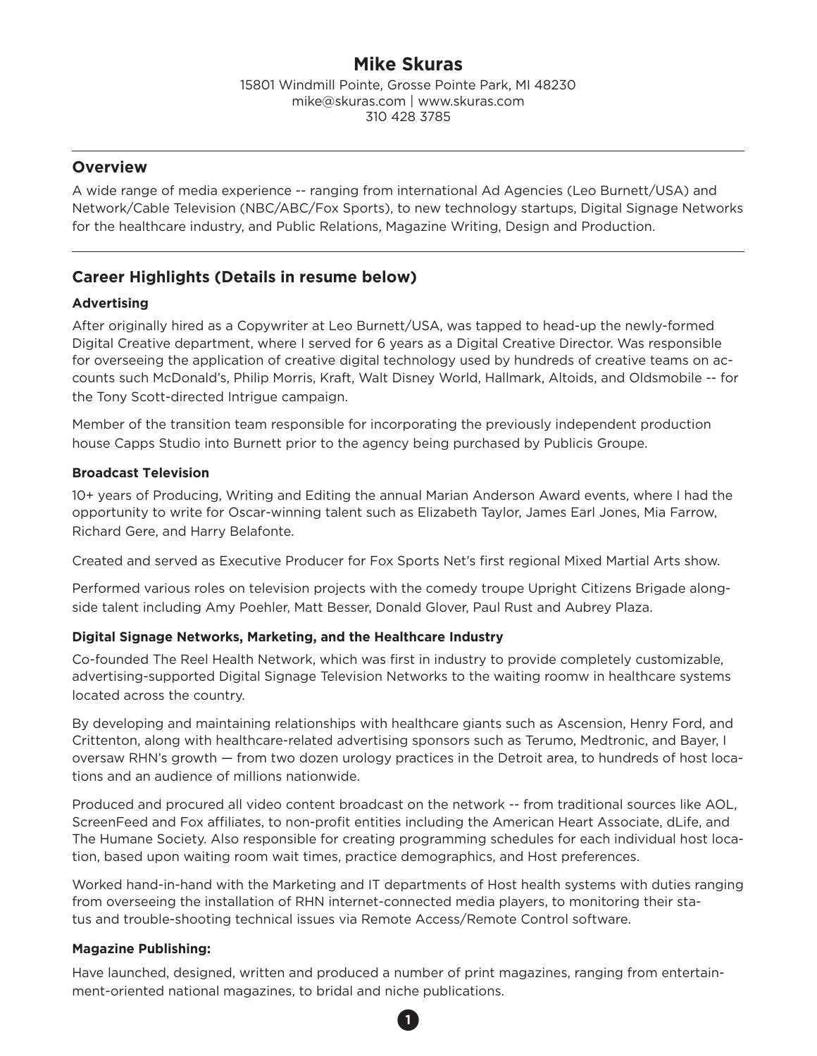# Mike Skuras

15801 Windmill Pointe, Grosse Pointe Park, MI 48230
mike@skuras.com | www.skuras.com
310 428 3785

---

## Overview

A wide range of media experience -- ranging from international Ad Agencies (Leo Burnett/USA) and Network/Cable Television (NBC/ABC/Fox Sports), to new technology startups, Digital Signage Networks for the healthcare industry, and Public Relations, Magazine Writing, Design and Production.

---

## Career Highlights (Details in resume below)

### Advertising

After originally hired as a Copywriter at Leo Burnett/USA, was tapped to head-up the newly-formed Digital Creative department, where I served for 6 years as a Digital Creative Director. Was responsible for overseeing the application of creative digital technology used by hundreds of creative teams on accounts such McDonald's, Philip Morris, Kraft, Walt Disney World, Hallmark, Altoids, and Oldsmobile -- for the Tony Scott-directed Intrigue campaign.

Member of the transition team responsible for incorporating the previously independent production house Capps Studio into Burnett prior to the agency being purchased by Publicis Groupe.

### Broadcast Television

10+ years of Producing, Writing and Editing the annual Marian Anderson Award events, where I had the opportunity to write for Oscar-winning talent such as Elizabeth Taylor, James Earl Jones, Mia Farrow, Richard Gere, and Harry Belafonte.

Created and served as Executive Producer for Fox Sports Net's first regional Mixed Martial Arts show.

Performed various roles on television projects with the comedy troupe Upright Citizens Brigade alongside talent including Amy Poehler, Matt Besser, Donald Glover, Paul Rust and Aubrey Plaza.

### Digital Signage Networks, Marketing, and the Healthcare Industry

Co-founded The Reel Health Network, which was first in industry to provide completely customizable, advertising-supported Digital Signage Television Networks to the waiting roomw in healthcare systems located across the country.

By developing and maintaining relationships with healthcare giants such as Ascension, Henry Ford, and Crittenton, along with healthcare-related advertising sponsors such as Terumo, Medtronic, and Bayer, I oversaw RHN's growth — from two dozen urology practices in the Detroit area, to hundreds of host locations and an audience of millions nationwide.

Produced and procured all video content broadcast on the network -- from traditional sources like AOL, ScreenFeed and Fox affiliates, to non-profit entities including the American Heart Associate, dLife, and The Humane Society. Also responsible for creating programming schedules for each individual host location, based upon waiting room wait times, practice demographics, and Host preferences.

Worked hand-in-hand with the Marketing and IT departments of Host health systems with duties ranging from overseeing the installation of RHN internet-connected media players, to monitoring their status and trouble-shooting technical issues via Remote Access/Remote Control software.

### Magazine Publishing:

Have launched, designed, written and produced a number of print magazines, ranging from entertainment-oriented national magazines, to bridal and niche publications.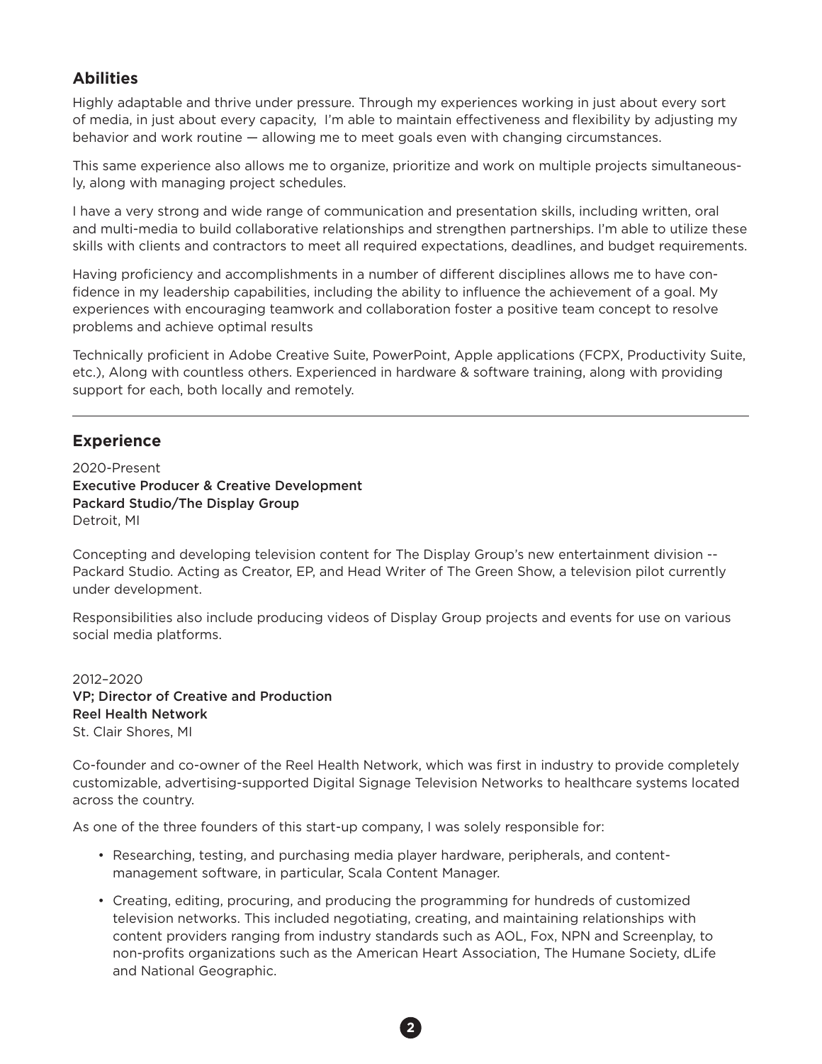## Abilities

Highly adaptable and thrive under pressure. Through my experiences working in just about every sort of media, in just about every capacity, I'm able to maintain effectiveness and flexibility by adjusting my behavior and work routine — allowing me to meet goals even with changing circumstances.

This same experience also allows me to organize, prioritize and work on multiple projects simultaneously, along with managing project schedules.

I have a very strong and wide range of communication and presentation skills, including written, oral and multi-media to build collaborative relationships and strengthen partnerships. I'm able to utilize these skills with clients and contractors to meet all required expectations, deadlines, and budget requirements.

Having proficiency and accomplishments in a number of different disciplines allows me to have confidence in my leadership capabilities, including the ability to influence the achievement of a goal. My experiences with encouraging teamwork and collaboration foster a positive team concept to resolve problems and achieve optimal results

Technically proficient in Adobe Creative Suite, PowerPoint, Apple applications (FCPX, Productivity Suite, etc.), Along with countless others. Experienced in hardware & software training, along with providing support for each, both locally and remotely.

---

## Experience

2020-Present
**Executive Producer & Creative Development**
**Packard Studio/The Display Group**
Detroit, MI

Concepting and developing television content for The Display Group's new entertainment division -- Packard Studio. Acting as Creator, EP, and Head Writer of The Green Show, a television pilot currently under development.

Responsibilities also include producing videos of Display Group projects and events for use on various social media platforms.

2012–2020
**VP; Director of Creative and Production**
**Reel Health Network**
St. Clair Shores, MI

Co-founder and co-owner of the Reel Health Network, which was first in industry to provide completely customizable, advertising-supported Digital Signage Television Networks to healthcare systems located across the country.

As one of the three founders of this start-up company, I was solely responsible for:

- Researching, testing, and purchasing media player hardware, peripherals, and content-management software, in particular, Scala Content Manager.
- Creating, editing, procuring, and producing the programming for hundreds of customized television networks. This included negotiating, creating, and maintaining relationships with content providers ranging from industry standards such as AOL, Fox, NPN and Screenplay, to non-profits organizations such as the American Heart Association, The Humane Society, dLife and National Geographic.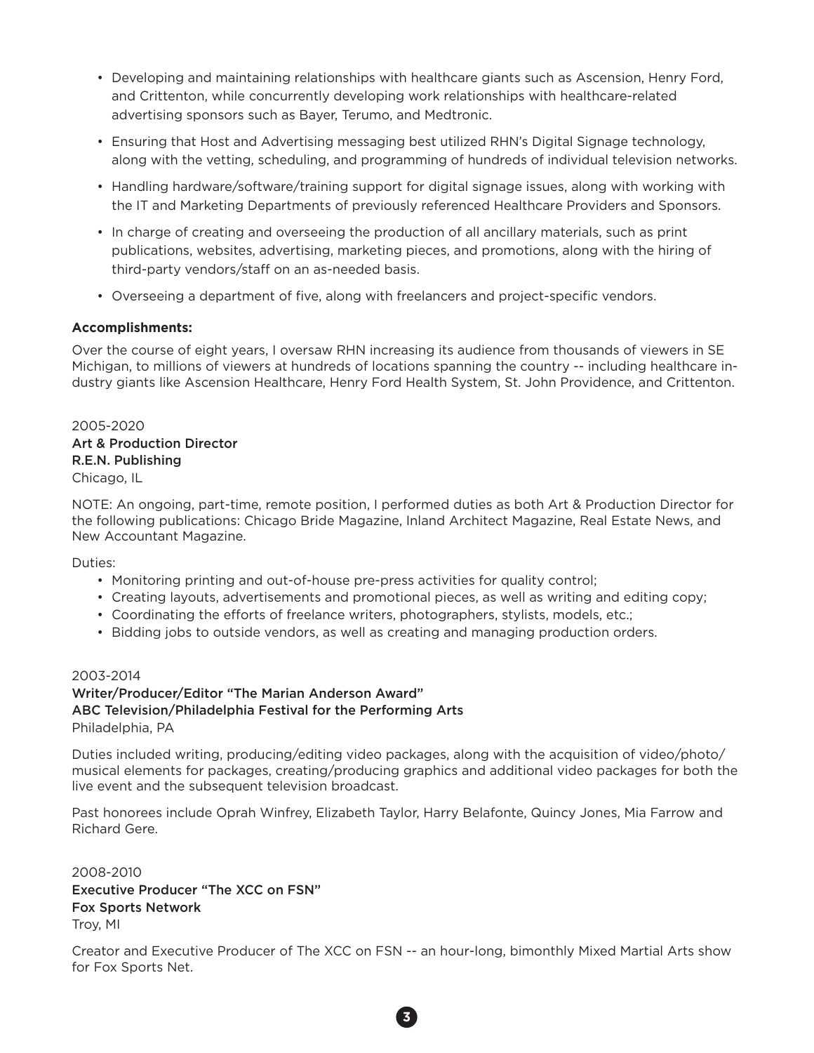- Developing and maintaining relationships with healthcare giants such as Ascension, Henry Ford, and Crittenton, while concurrently developing work relationships with healthcare-related advertising sponsors such as Bayer, Terumo, and Medtronic.
- Ensuring that Host and Advertising messaging best utilized RHN's Digital Signage technology, along with the vetting, scheduling, and programming of hundreds of individual television networks.
- Handling hardware/software/training support for digital signage issues, along with working with the IT and Marketing Departments of previously referenced Healthcare Providers and Sponsors.
- In charge of creating and overseeing the production of all ancillary materials, such as print publications, websites, advertising, marketing pieces, and promotions, along with the hiring of third-party vendors/staff on an as-needed basis.
- Overseeing a department of five, along with freelancers and project-specific vendors.

**Accomplishments:**

Over the course of eight years, I oversaw RHN increasing its audience from thousands of viewers in SE Michigan, to millions of viewers at hundreds of locations spanning the country -- including healthcare industry giants like Ascension Healthcare, Henry Ford Health System, St. John Providence, and Crittenton.

2005-2020
Art & Production Director
R.E.N. Publishing
Chicago, IL

NOTE: An ongoing, part-time, remote position, I performed duties as both Art & Production Director for the following publications: Chicago Bride Magazine, Inland Architect Magazine, Real Estate News, and New Accountant Magazine.

Duties:

- Monitoring printing and out-of-house pre-press activities for quality control;
- Creating layouts, advertisements and promotional pieces, as well as writing and editing copy;
- Coordinating the efforts of freelance writers, photographers, stylists, models, etc.;
- Bidding jobs to outside vendors, as well as creating and managing production orders.

2003-2014
Writer/Producer/Editor "The Marian Anderson Award"
ABC Television/Philadelphia Festival for the Performing Arts
Philadelphia, PA

Duties included writing, producing/editing video packages, along with the acquisition of video/photo/musical elements for packages, creating/producing graphics and additional video packages for both the live event and the subsequent television broadcast.

Past honorees include Oprah Winfrey, Elizabeth Taylor, Harry Belafonte, Quincy Jones, Mia Farrow and Richard Gere.

2008-2010
Executive Producer "The XCC on FSN"
Fox Sports Network
Troy, MI

Creator and Executive Producer of The XCC on FSN -- an hour-long, bimonthly Mixed Martial Arts show for Fox Sports Net.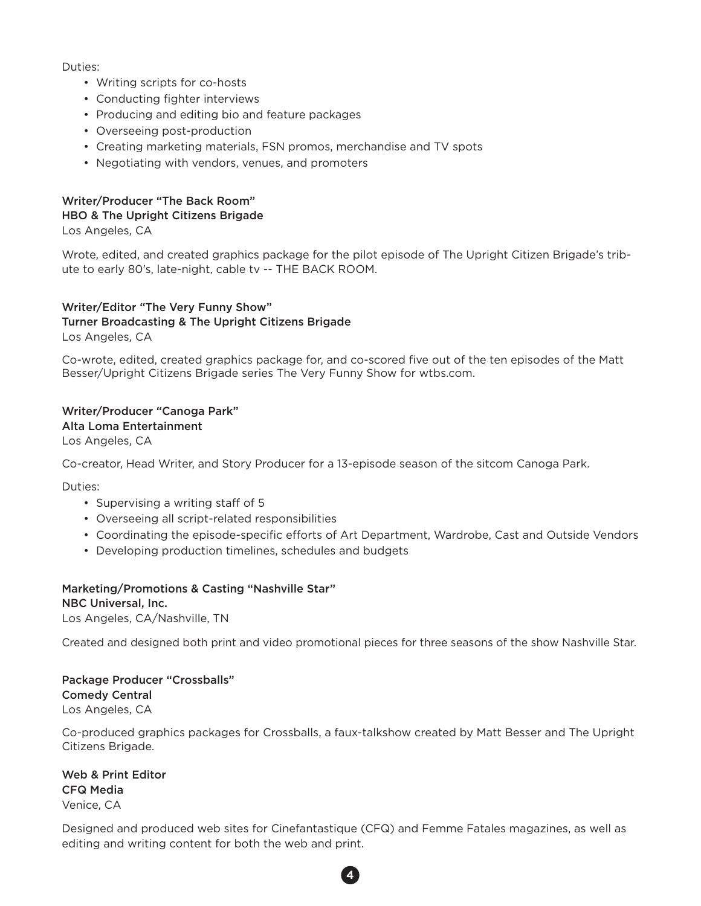Duties:

- Writing scripts for co-hosts
- Conducting fighter interviews
- Producing and editing bio and feature packages
- Overseeing post-production
- Creating marketing materials, FSN promos, merchandise and TV spots
- Negotiating with vendors, venues, and promoters

**Writer/Producer "The Back Room"**
**HBO & The Upright Citizens Brigade**
Los Angeles, CA

Wrote, edited, and created graphics package for the pilot episode of The Upright Citizen Brigade's tribute to early 80's, late-night, cable tv -- THE BACK ROOM.

**Writer/Editor "The Very Funny Show"**
**Turner Broadcasting & The Upright Citizens Brigade**
Los Angeles, CA

Co-wrote, edited, created graphics package for, and co-scored five out of the ten episodes of the Matt Besser/Upright Citizens Brigade series The Very Funny Show for wtbs.com.

**Writer/Producer "Canoga Park"**
**Alta Loma Entertainment**
Los Angeles, CA

Co-creator, Head Writer, and Story Producer for a 13-episode season of the sitcom Canoga Park.

Duties:

- Supervising a writing staff of 5
- Overseeing all script-related responsibilities
- Coordinating the episode-specific efforts of Art Department, Wardrobe, Cast and Outside Vendors
- Developing production timelines, schedules and budgets

**Marketing/Promotions & Casting "Nashville Star"**
**NBC Universal, Inc.**
Los Angeles, CA/Nashville, TN

Created and designed both print and video promotional pieces for three seasons of the show Nashville Star.

**Package Producer "Crossballs"**
**Comedy Central**
Los Angeles, CA

Co-produced graphics packages for Crossballs, a faux-talkshow created by Matt Besser and The Upright Citizens Brigade.

**Web & Print Editor**
**CFQ Media**
Venice, CA

Designed and produced web sites for Cinefantastique (CFQ) and Femme Fatales magazines, as well as editing and writing content for both the web and print.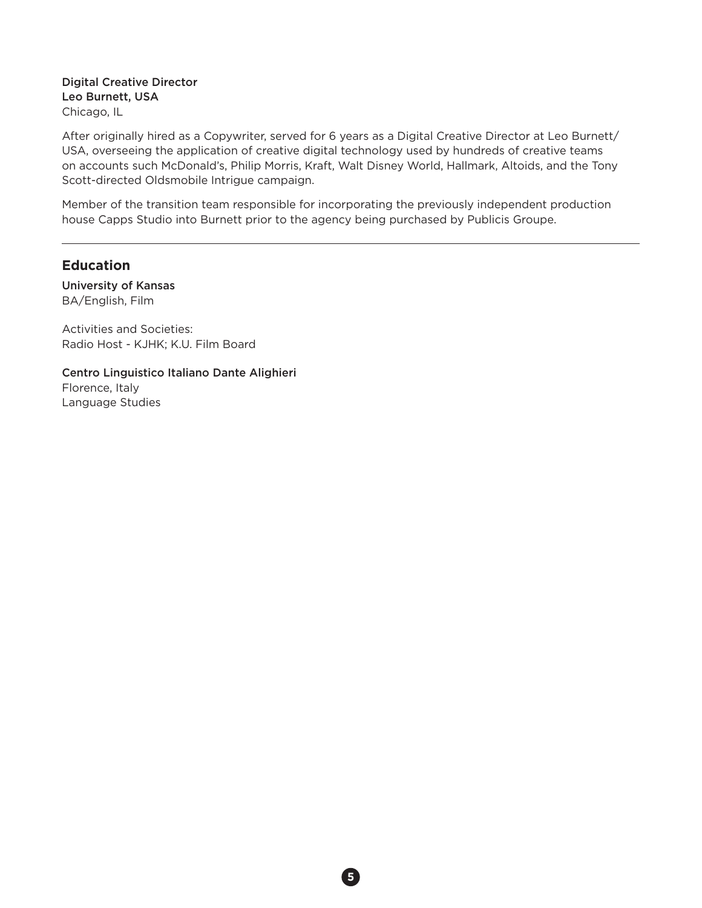**Digital Creative Director**
**Leo Burnett, USA**
Chicago, IL

After originally hired as a Copywriter, served for 6 years as a Digital Creative Director at Leo Burnett/USA, overseeing the application of creative digital technology used by hundreds of creative teams on accounts such McDonald's, Philip Morris, Kraft, Walt Disney World, Hallmark, Altoids, and the Tony Scott-directed Oldsmobile Intrigue campaign.

Member of the transition team responsible for incorporating the previously independent production house Capps Studio into Burnett prior to the agency being purchased by Publicis Groupe.

---

## Education

**University of Kansas**
BA/English, Film

Activities and Societies:
Radio Host - KJHK; K.U. Film Board

**Centro Linguistico Italiano Dante Alighieri**
Florence, Italy
Language Studies